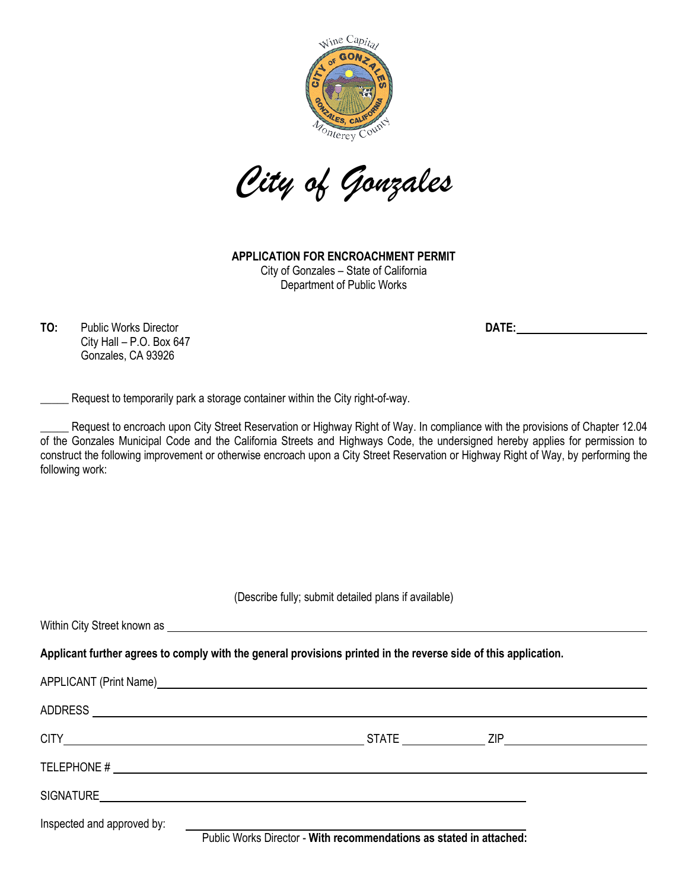*City of Gonzales*

**APPLICATION FOR ENCROACHMENT PERMIT**
City of Gonzales – State of California
Department of Public Works

**TO:** Public Works Director
City Hall – P.O. Box 647
Gonzales, CA 93926

**DATE:**\_\_\_\_\_\_\_\_\_\_\_\_\_\_\_\_\_\_\_\_\_\_

\_\_\_\_\_ Request to temporarily park a storage container within the City right-of-way.

\_\_\_\_\_ Request to encroach upon City Street Reservation or Highway Right of Way. In compliance with the provisions of Chapter 12.04 of the Gonzales Municipal Code and the California Streets and Highways Code, the undersigned hereby applies for permission to construct the following improvement or otherwise encroach upon a City Street Reservation or Highway Right of Way, by performing the following work:

(Describe fully; submit detailed plans if available)

Within City Street known as \_\_\_\_\_\_\_\_\_\_\_\_\_\_\_\_\_\_\_\_\_\_\_\_\_\_\_\_\_\_\_\_\_\_\_\_\_\_\_\_

**Applicant further agrees to comply with the general provisions printed in the reverse side of this application.**

APPLICANT (Print Name)\_\_\_\_\_\_\_\_\_\_\_\_\_\_\_\_\_\_\_\_\_\_\_\_\_\_\_\_\_\_\_\_\_\_\_\_\_\_\_\_

ADDRESS \_\_\_\_\_\_\_\_\_\_\_\_\_\_\_\_\_\_\_\_\_\_\_\_\_\_\_\_\_\_\_\_\_\_\_\_\_\_\_\_

CITY\_\_\_\_\_\_\_\_\_\_\_\_\_\_\_\_\_\_\_\_\_\_\_\_ STATE \_\_\_\_\_\_\_\_\_\_ ZIP\_\_\_\_\_\_\_\_\_\_\_\_\_\_\_\_

TELEPHONE # \_\_\_\_\_\_\_\_\_\_\_\_\_\_\_\_\_\_\_\_\_\_\_\_\_\_\_\_\_\_\_\_\_\_\_\_\_\_\_\_

SIGNATURE\_\_\_\_\_\_\_\_\_\_\_\_\_\_\_\_\_\_\_\_\_\_\_\_\_\_\_\_\_\_\_\_\_\_\_\_\_\_\_\_

Inspected and approved by: \_\_\_\_\_\_\_\_\_\_\_\_\_\_\_\_\_\_\_\_\_\_\_\_\_\_\_\_\_\_\_\_\_\_\_\_\_\_\_\_

Public Works Director - **With recommendations as stated in attached:**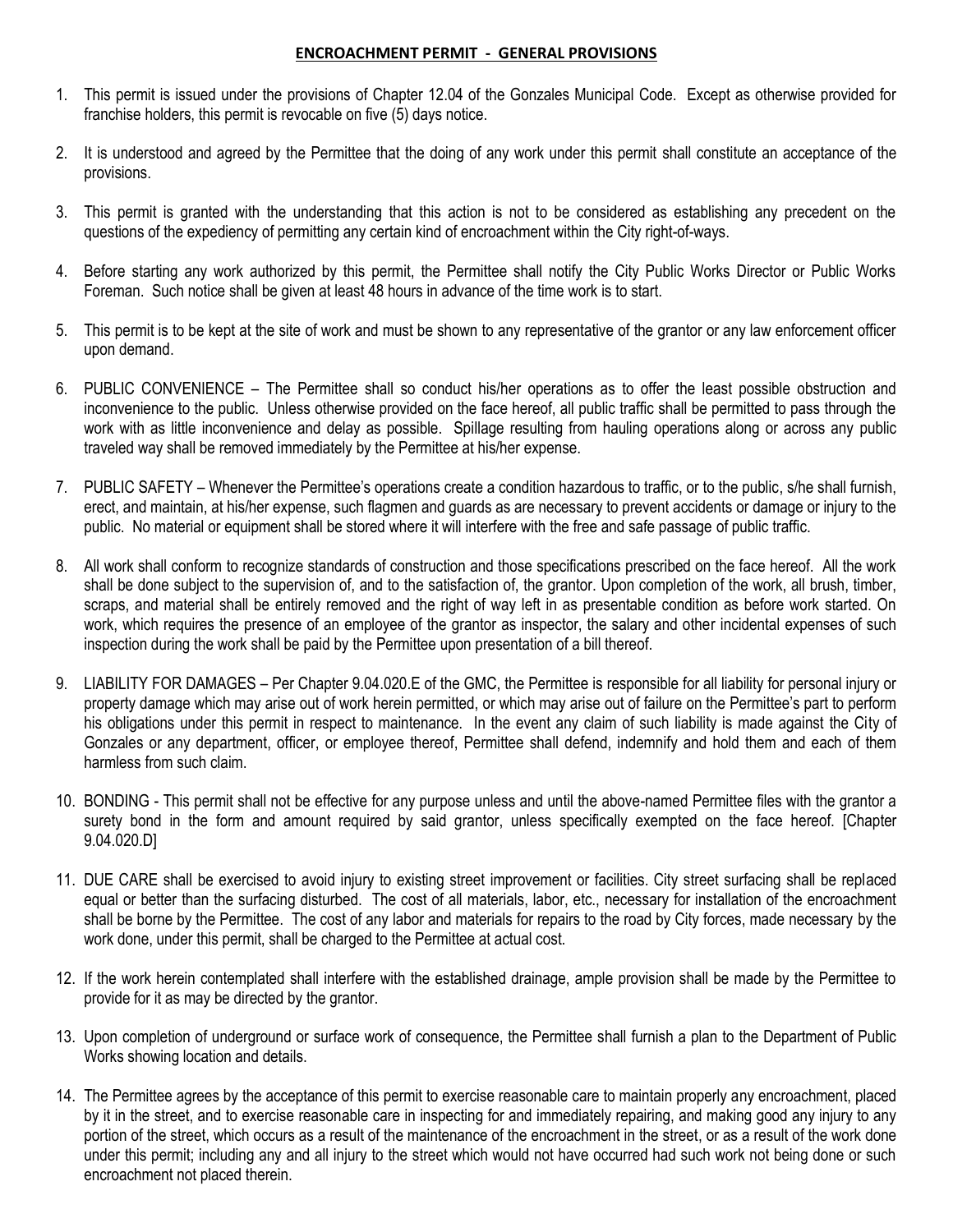## ENCROACHMENT PERMIT - GENERAL PROVISIONS

1. This permit is issued under the provisions of Chapter 12.04 of the Gonzales Municipal Code. Except as otherwise provided for franchise holders, this permit is revocable on five (5) days notice.

2. It is understood and agreed by the Permittee that the doing of any work under this permit shall constitute an acceptance of the provisions.

3. This permit is granted with the understanding that this action is not to be considered as establishing any precedent on the questions of the expediency of permitting any certain kind of encroachment within the City right-of-ways.

4. Before starting any work authorized by this permit, the Permittee shall notify the City Public Works Director or Public Works Foreman. Such notice shall be given at least 48 hours in advance of the time work is to start.

5. This permit is to be kept at the site of work and must be shown to any representative of the grantor or any law enforcement officer upon demand.

6. PUBLIC CONVENIENCE – The Permittee shall so conduct his/her operations as to offer the least possible obstruction and inconvenience to the public. Unless otherwise provided on the face hereof, all public traffic shall be permitted to pass through the work with as little inconvenience and delay as possible. Spillage resulting from hauling operations along or across any public traveled way shall be removed immediately by the Permittee at his/her expense.

7. PUBLIC SAFETY – Whenever the Permittee's operations create a condition hazardous to traffic, or to the public, s/he shall furnish, erect, and maintain, at his/her expense, such flagmen and guards as are necessary to prevent accidents or damage or injury to the public. No material or equipment shall be stored where it will interfere with the free and safe passage of public traffic.

8. All work shall conform to recognize standards of construction and those specifications prescribed on the face hereof. All the work shall be done subject to the supervision of, and to the satisfaction of, the grantor. Upon completion of the work, all brush, timber, scraps, and material shall be entirely removed and the right of way left in as presentable condition as before work started. On work, which requires the presence of an employee of the grantor as inspector, the salary and other incidental expenses of such inspection during the work shall be paid by the Permittee upon presentation of a bill thereof.

9. LIABILITY FOR DAMAGES – Per Chapter 9.04.020.E of the GMC, the Permittee is responsible for all liability for personal injury or property damage which may arise out of work herein permitted, or which may arise out of failure on the Permittee's part to perform his obligations under this permit in respect to maintenance. In the event any claim of such liability is made against the City of Gonzales or any department, officer, or employee thereof, Permittee shall defend, indemnify and hold them and each of them harmless from such claim.

10. BONDING - This permit shall not be effective for any purpose unless and until the above-named Permittee files with the grantor a surety bond in the form and amount required by said grantor, unless specifically exempted on the face hereof. [Chapter 9.04.020.D]

11. DUE CARE shall be exercised to avoid injury to existing street improvement or facilities. City street surfacing shall be replaced equal or better than the surfacing disturbed. The cost of all materials, labor, etc., necessary for installation of the encroachment shall be borne by the Permittee. The cost of any labor and materials for repairs to the road by City forces, made necessary by the work done, under this permit, shall be charged to the Permittee at actual cost.

12. If the work herein contemplated shall interfere with the established drainage, ample provision shall be made by the Permittee to provide for it as may be directed by the grantor.

13. Upon completion of underground or surface work of consequence, the Permittee shall furnish a plan to the Department of Public Works showing location and details.

14. The Permittee agrees by the acceptance of this permit to exercise reasonable care to maintain properly any encroachment, placed by it in the street, and to exercise reasonable care in inspecting for and immediately repairing, and making good any injury to any portion of the street, which occurs as a result of the maintenance of the encroachment in the street, or as a result of the work done under this permit; including any and all injury to the street which would not have occurred had such work not being done or such encroachment not placed therein.